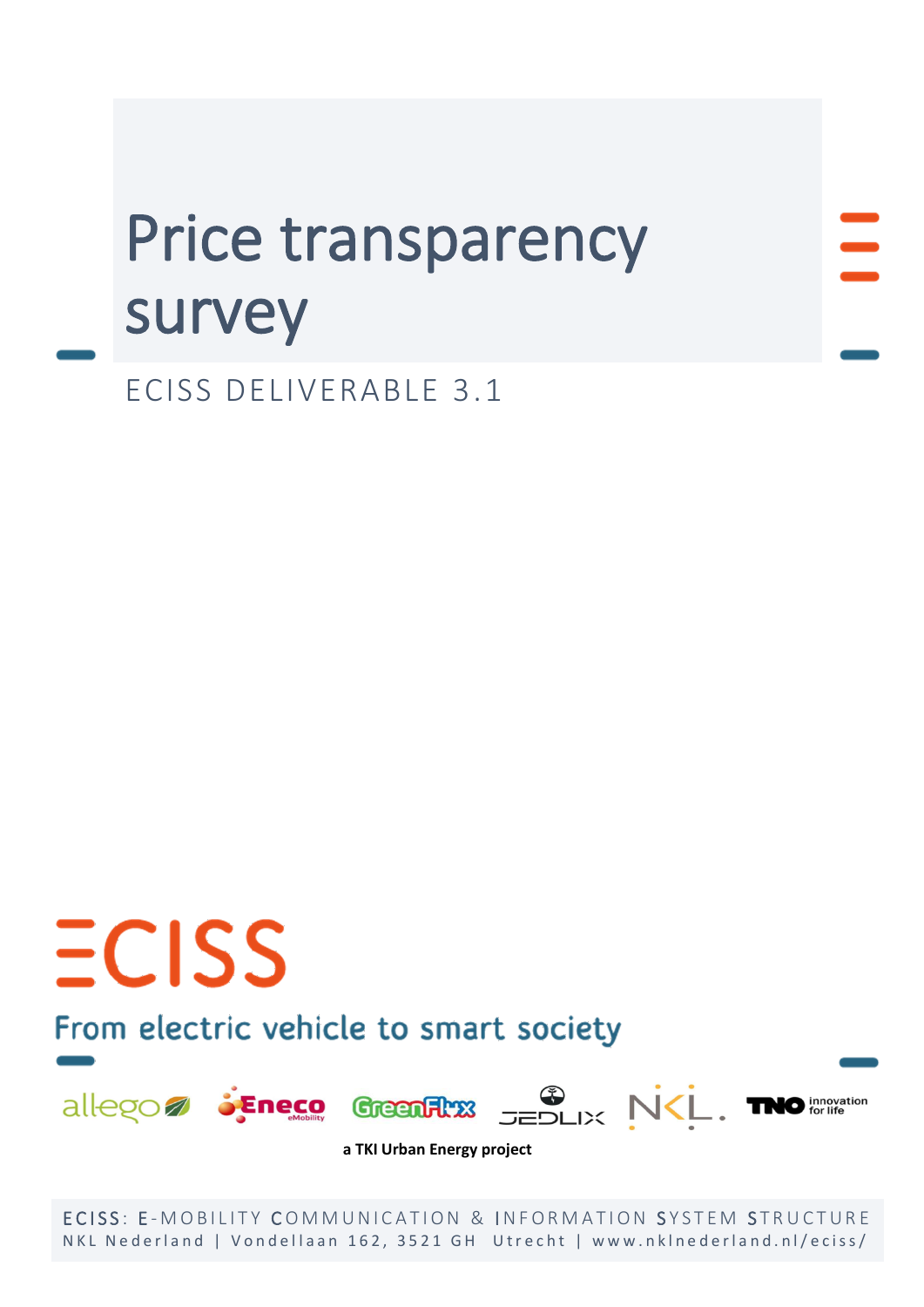# Price transparency survey

ECISS DELIVERABLE 3.1

ECISS

From electric vehicle to smart society

allego Eneco eMobility GreenFlux JEDLIX NKL. TNO innovation for life

**a TKI Urban Energy project**

ECISS: E-MOBILITY COMMUNICATION & INFORMATION SYSTEM STRUCTURE
NKL Nederland | Vondellaan 162, 3521 GH Utrecht | www.nklnederland.nl/eciss/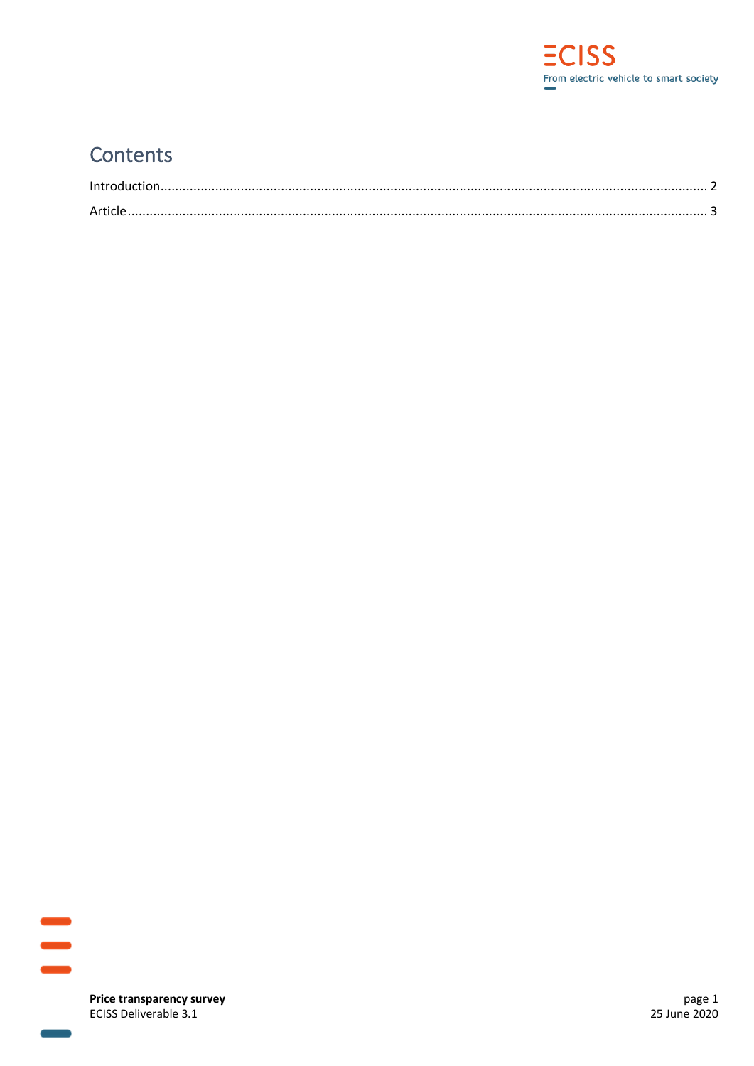# Contents

Introduction .......... 2

Article .......... 3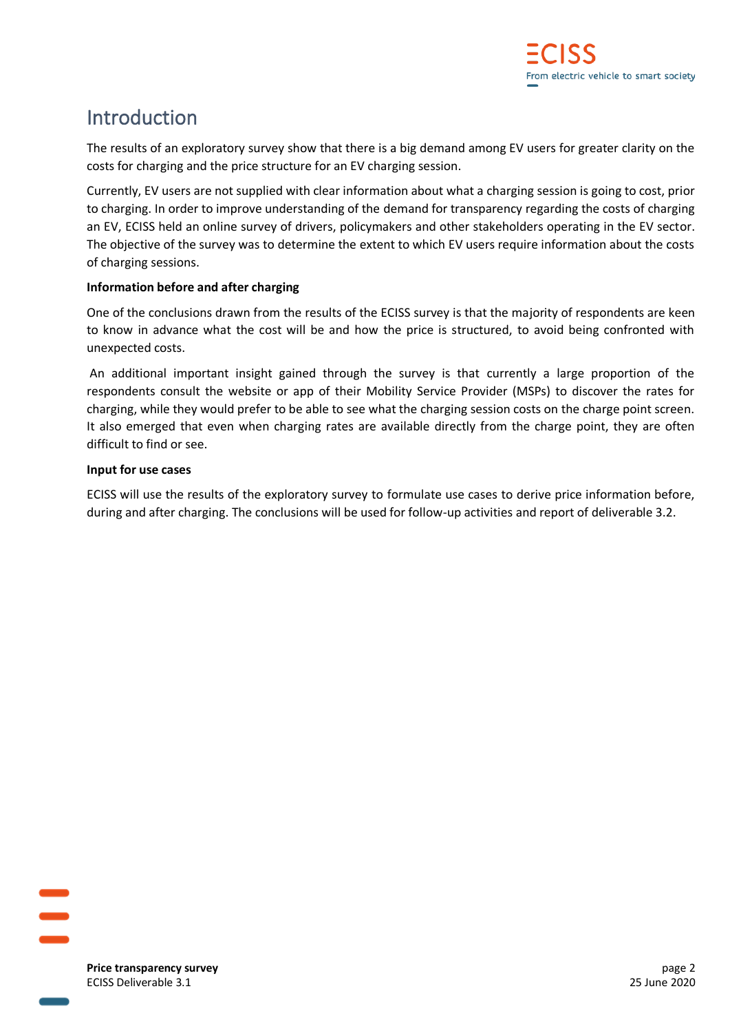# Introduction

The results of an exploratory survey show that there is a big demand among EV users for greater clarity on the costs for charging and the price structure for an EV charging session.

Currently, EV users are not supplied with clear information about what a charging session is going to cost, prior to charging. In order to improve understanding of the demand for transparency regarding the costs of charging an EV, ECISS held an online survey of drivers, policymakers and other stakeholders operating in the EV sector. The objective of the survey was to determine the extent to which EV users require information about the costs of charging sessions.

**Information before and after charging**

One of the conclusions drawn from the results of the ECISS survey is that the majority of respondents are keen to know in advance what the cost will be and how the price is structured, to avoid being confronted with unexpected costs.

An additional important insight gained through the survey is that currently a large proportion of the respondents consult the website or app of their Mobility Service Provider (MSPs) to discover the rates for charging, while they would prefer to be able to see what the charging session costs on the charge point screen. It also emerged that even when charging rates are available directly from the charge point, they are often difficult to find or see.

**Input for use cases**

ECISS will use the results of the exploratory survey to formulate use cases to derive price information before, during and after charging. The conclusions will be used for follow-up activities and report of deliverable 3.2.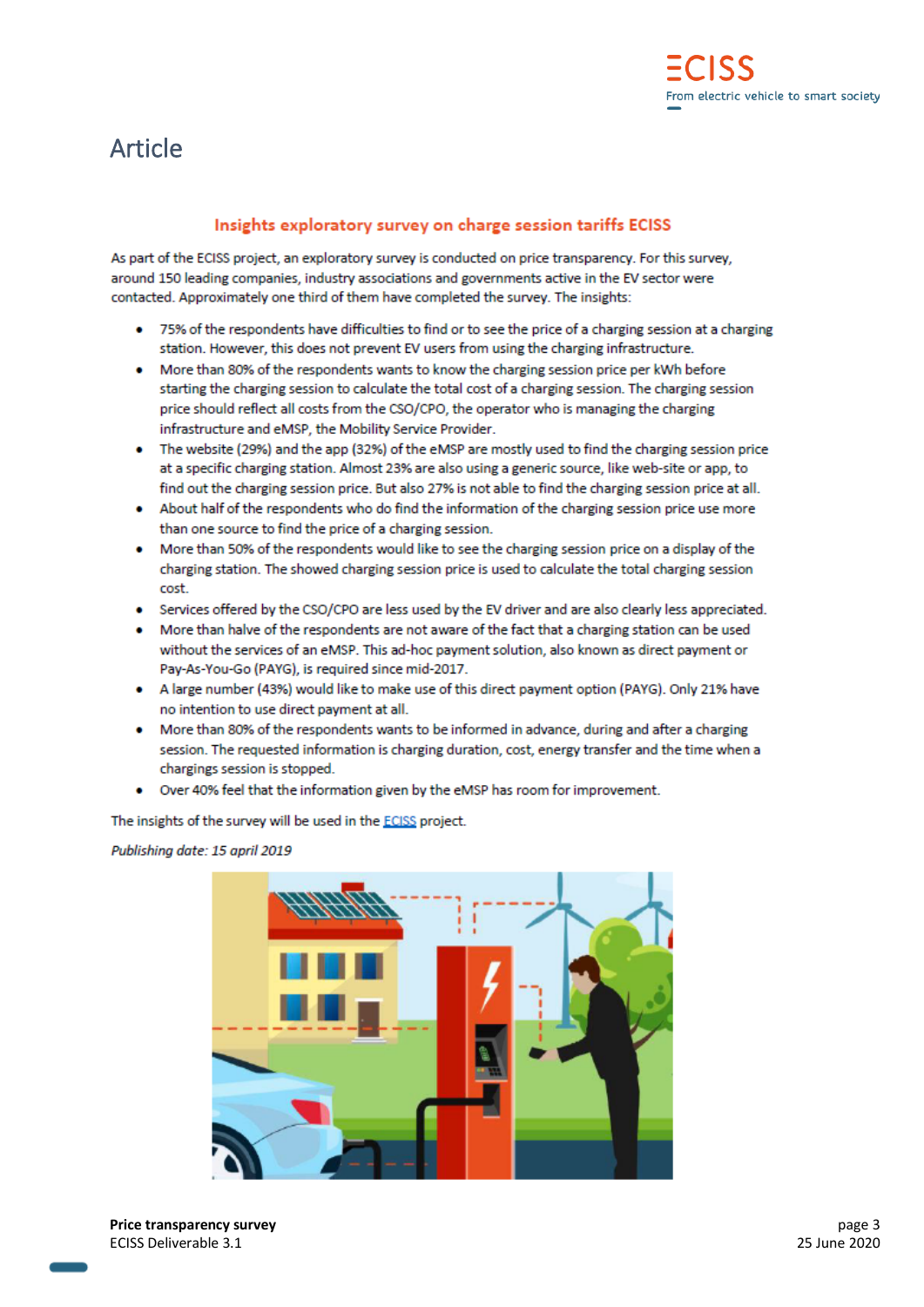# Article

## Insights exploratory survey on charge session tariffs ECISS

As part of the ECISS project, an exploratory survey is conducted on price transparency. For this survey, around 150 leading companies, industry associations and governments active in the EV sector were contacted. Approximately one third of them have completed the survey. The insights:

- 75% of the respondents have difficulties to find or to see the price of a charging session at a charging station. However, this does not prevent EV users from using the charging infrastructure.
- More than 80% of the respondents wants to know the charging session price per kWh before starting the charging session to calculate the total cost of a charging session. The charging session price should reflect all costs from the CSO/CPO, the operator who is managing the charging infrastructure and eMSP, the Mobility Service Provider.
- The website (29%) and the app (32%) of the eMSP are mostly used to find the charging session price at a specific charging station. Almost 23% are also using a generic source, like web-site or app, to find out the charging session price. But also 27% is not able to find the charging session price at all.
- About half of the respondents who do find the information of the charging session price use more than one source to find the price of a charging session.
- More than 50% of the respondents would like to see the charging session price on a display of the charging station. The showed charging session price is used to calculate the total charging session cost.
- Services offered by the CSO/CPO are less used by the EV driver and are also clearly less appreciated.
- More than halve of the respondents are not aware of the fact that a charging station can be used without the services of an eMSP. This ad-hoc payment solution, also known as direct payment or Pay-As-You-Go (PAYG), is required since mid-2017.
- A large number (43%) would like to make use of this direct payment option (PAYG). Only 21% have no intention to use direct payment at all.
- More than 80% of the respondents wants to be informed in advance, during and after a charging session. The requested information is charging duration, cost, energy transfer and the time when a chargings session is stopped.
- Over 40% feel that the information given by the eMSP has room for improvement.

The insights of the survey will be used in the ECISS project.

*Publishing date: 15 april 2019*

**Price transparency survey**
ECISS Deliverable 3.1